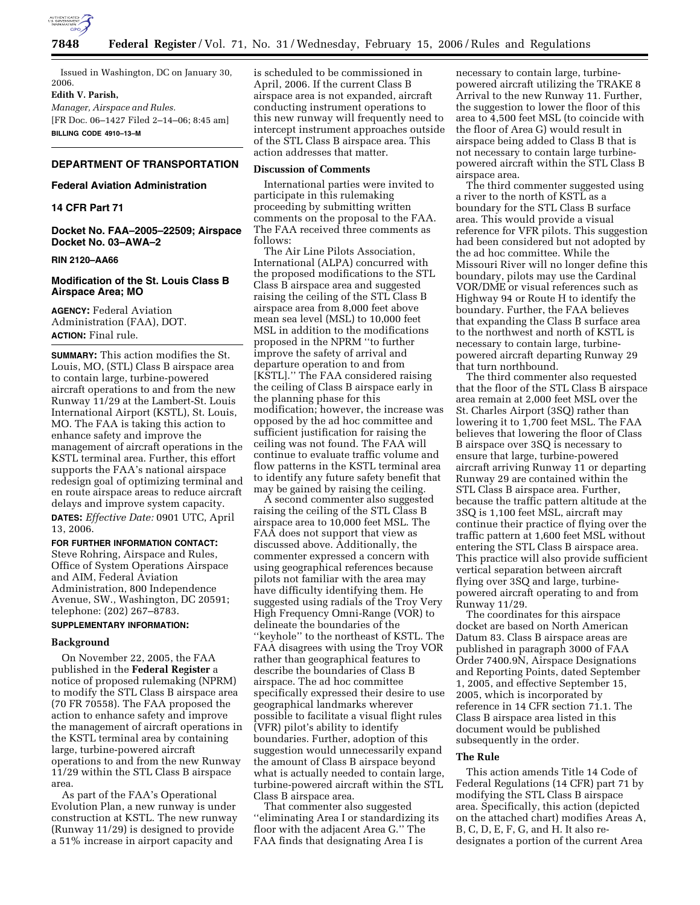Issued in Washington, DC on January 30, 2006.

**Edith V. Parish,**

*Manager, Airspace and Rules.*

[FR Doc. 06–1427 Filed 2–14–06; 8:45 am]

**BILLING CODE 4910–13–M**

## DEPARTMENT OF TRANSPORTATION

### Federal Aviation Administration

### 14 CFR Part 71

### Docket No. FAA–2005–22509; Airspace Docket No. 03–AWA–2

### RIN 2120–AA66

### Modification of the St. Louis Class B Airspace Area; MO

**AGENCY:** Federal Aviation Administration (FAA), DOT.

**ACTION:** Final rule.

**SUMMARY:** This action modifies the St. Louis, MO, (STL) Class B airspace area to contain large, turbine-powered aircraft operations to and from the new Runway 11/29 at the Lambert-St. Louis International Airport (KSTL), St. Louis, MO. The FAA is taking this action to enhance safety and improve the management of aircraft operations in the KSTL terminal area. Further, this effort supports the FAA's national airspace redesign goal of optimizing terminal and en route airspace areas to reduce aircraft delays and improve system capacity.

**DATES:** *Effective Date:* 0901 UTC, April 13, 2006.

**FOR FURTHER INFORMATION CONTACT:** Steve Rohring, Airspace and Rules, Office of System Operations Airspace and AIM, Federal Aviation Administration, 800 Independence Avenue, SW., Washington, DC 20591; telephone: (202) 267–8783.

**SUPPLEMENTARY INFORMATION:**

#### Background

On November 22, 2005, the FAA published in the **Federal Register** a notice of proposed rulemaking (NPRM) to modify the STL Class B airspace area (70 FR 70558). The FAA proposed the action to enhance safety and improve the management of aircraft operations in the KSTL terminal area by containing large, turbine-powered aircraft operations to and from the new Runway 11/29 within the STL Class B airspace area.

As part of the FAA's Operational Evolution Plan, a new runway is under construction at KSTL. The new runway (Runway 11/29) is designed to provide a 51% increase in airport capacity and is scheduled to be commissioned in April, 2006. If the current Class B airspace area is not expanded, aircraft conducting instrument operations to this new runway will frequently need to intercept instrument approaches outside of the STL Class B airspace area. This action addresses that matter.

#### Discussion of Comments

International parties were invited to participate in this rulemaking proceeding by submitting written comments on the proposal to the FAA. The FAA received three comments as follows:

The Air Line Pilots Association, International (ALPA) concurred with the proposed modifications to the STL Class B airspace area and suggested raising the ceiling of the STL Class B airspace area from 8,000 feet above mean sea level (MSL) to 10,000 feet MSL in addition to the modifications proposed in the NPRM ''to further improve the safety of arrival and departure operation to and from [KSTL].'' The FAA considered raising the ceiling of Class B airspace early in the planning phase for this modification; however, the increase was opposed by the ad hoc committee and sufficient justification for raising the ceiling was not found. The FAA will continue to evaluate traffic volume and flow patterns in the KSTL terminal area to identify any future safety benefit that may be gained by raising the ceiling.

A second commenter also suggested raising the ceiling of the STL Class B airspace area to 10,000 feet MSL. The FAA does not support that view as discussed above. Additionally, the commenter expressed a concern with using geographical references because pilots not familiar with the area may have difficulty identifying them. He suggested using radials of the Troy Very High Frequency Omni-Range (VOR) to delineate the boundaries of the ''keyhole'' to the northeast of KSTL. The FAA disagrees with using the Troy VOR rather than geographical features to describe the boundaries of Class B airspace. The ad hoc committee specifically expressed their desire to use geographical landmarks wherever possible to facilitate a visual flight rules (VFR) pilot's ability to identify boundaries. Further, adoption of this suggestion would unnecessarily expand the amount of Class B airspace beyond what is actually needed to contain large, turbine-powered aircraft within the STL Class B airspace area.

That commenter also suggested ''eliminating Area I or standardizing its floor with the adjacent Area G.'' The FAA finds that designating Area I is necessary to contain large, turbine-powered aircraft utilizing the TRAKE 8 Arrival to the new Runway 11. Further, the suggestion to lower the floor of this area to 4,500 feet MSL (to coincide with the floor of Area G) would result in airspace being added to Class B that is not necessary to contain large turbine-powered aircraft within the STL Class B airspace area.

The third commenter suggested using a river to the north of KSTL as a boundary for the STL Class B surface area. This would provide a visual reference for VFR pilots. This suggestion had been considered but not adopted by the ad hoc committee. While the Missouri River will no longer define this boundary, pilots may use the Cardinal VOR/DME or visual references such as Highway 94 or Route H to identify the boundary. Further, the FAA believes that expanding the Class B surface area to the northwest and north of KSTL is necessary to contain large, turbine-powered aircraft departing Runway 29 that turn northbound.

The third commenter also requested that the floor of the STL Class B airspace area remain at 2,000 feet MSL over the St. Charles Airport (3SQ) rather than lowering it to 1,700 feet MSL. The FAA believes that lowering the floor of Class B airspace over 3SQ is necessary to ensure that large, turbine-powered aircraft arriving Runway 11 or departing Runway 29 are contained within the STL Class B airspace area. Further, because the traffic pattern altitude at the 3SQ is 1,100 feet MSL, aircraft may continue their practice of flying over the traffic pattern at 1,600 feet MSL without entering the STL Class B airspace area. This practice will also provide sufficient vertical separation between aircraft flying over 3SQ and large, turbine-powered aircraft operating to and from Runway 11/29.

The coordinates for this airspace docket are based on North American Datum 83. Class B airspace areas are published in paragraph 3000 of FAA Order 7400.9N, Airspace Designations and Reporting Points, dated September 1, 2005, and effective September 15, 2005, which is incorporated by reference in 14 CFR section 71.1. The Class B airspace area listed in this document would be published subsequently in the order.

#### The Rule

This action amends Title 14 Code of Federal Regulations (14 CFR) part 71 by modifying the STL Class B airspace area. Specifically, this action (depicted on the attached chart) modifies Areas A, B, C, D, E, F, G, and H. It also re-designates a portion of the current Area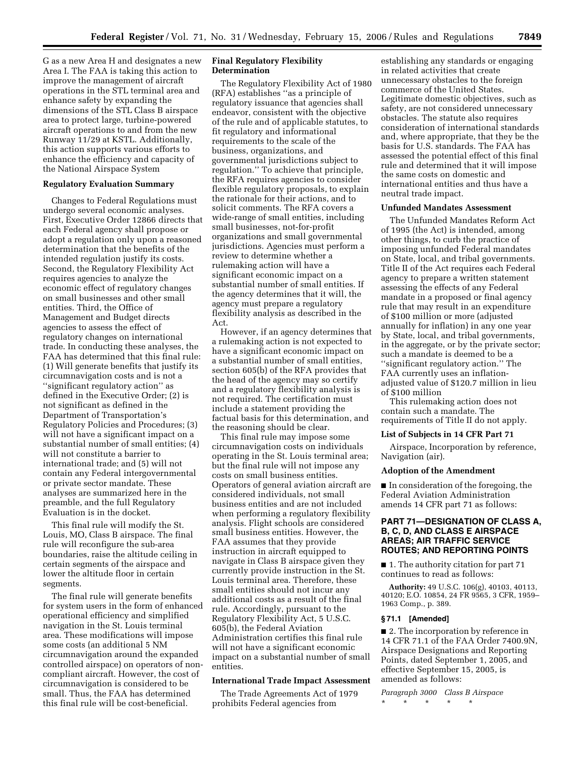G as a new Area H and designates a new Area I. The FAA is taking this action to improve the management of aircraft operations in the STL terminal area and enhance safety by expanding the dimensions of the STL Class B airspace area to protect large, turbine-powered aircraft operations to and from the new Runway 11/29 at KSTL. Additionally, this action supports various efforts to enhance the efficiency and capacity of the National Airspace System

**Regulatory Evaluation Summary**

Changes to Federal Regulations must undergo several economic analyses. First, Executive Order 12866 directs that each Federal agency shall propose or adopt a regulation only upon a reasoned determination that the benefits of the intended regulation justify its costs. Second, the Regulatory Flexibility Act requires agencies to analyze the economic effect of regulatory changes on small businesses and other small entities. Third, the Office of Management and Budget directs agencies to assess the effect of regulatory changes on international trade. In conducting these analyses, the FAA has determined that this final rule: (1) Will generate benefits that justify its circumnavigation costs and is not a ''significant regulatory action'' as defined in the Executive Order; (2) is not significant as defined in the Department of Transportation's Regulatory Policies and Procedures; (3) will not have a significant impact on a substantial number of small entities; (4) will not constitute a barrier to international trade; and (5) will not contain any Federal intergovernmental or private sector mandate. These analyses are summarized here in the preamble, and the full Regulatory Evaluation is in the docket.

This final rule will modify the St. Louis, MO, Class B airspace. The final rule will reconfigure the sub-area boundaries, raise the altitude ceiling in certain segments of the airspace and lower the altitude floor in certain segments.

The final rule will generate benefits for system users in the form of enhanced operational efficiency and simplified navigation in the St. Louis terminal area. These modifications will impose some costs (an additional 5 NM circumnavigation around the expanded controlled airspace) on operators of non-compliant aircraft. However, the cost of circumnavigation is considered to be small. Thus, the FAA has determined this final rule will be cost-beneficial.

**Final Regulatory Flexibility Determination**

The Regulatory Flexibility Act of 1980 (RFA) establishes ''as a principle of regulatory issuance that agencies shall endeavor, consistent with the objective of the rule and of applicable statutes, to fit regulatory and informational requirements to the scale of the business, organizations, and governmental jurisdictions subject to regulation.'' To achieve that principle, the RFA requires agencies to consider flexible regulatory proposals, to explain the rationale for their actions, and to solicit comments. The RFA covers a wide-range of small entities, including small businesses, not-for-profit organizations and small governmental jurisdictions. Agencies must perform a review to determine whether a rulemaking action will have a significant economic impact on a substantial number of small entities. If the agency determines that it will, the agency must prepare a regulatory flexibility analysis as described in the Act.

However, if an agency determines that a rulemaking action is not expected to have a significant economic impact on a substantial number of small entities, section 605(b) of the RFA provides that the head of the agency may so certify and a regulatory flexibility analysis is not required. The certification must include a statement providing the factual basis for this determination, and the reasoning should be clear.

This final rule may impose some circumnavigation costs on individuals operating in the St. Louis terminal area; but the final rule will not impose any costs on small business entities. Operators of general aviation aircraft are considered individuals, not small business entities and are not included when performing a regulatory flexibility analysis. Flight schools are considered small business entities. However, the FAA assumes that they provide instruction in aircraft equipped to navigate in Class B airspace given they currently provide instruction in the St. Louis terminal area. Therefore, these small entities should not incur any additional costs as a result of the final rule. Accordingly, pursuant to the Regulatory Flexibility Act, 5 U.S.C. 605(b), the Federal Aviation Administration certifies this final rule will not have a significant economic impact on a substantial number of small entities.

**International Trade Impact Assessment**

The Trade Agreements Act of 1979 prohibits Federal agencies from establishing any standards or engaging in related activities that create unnecessary obstacles to the foreign commerce of the United States. Legitimate domestic objectives, such as safety, are not considered unnecessary obstacles. The statute also requires consideration of international standards and, where appropriate, that they be the basis for U.S. standards. The FAA has assessed the potential effect of this final rule and determined that it will impose the same costs on domestic and international entities and thus have a neutral trade impact.

**Unfunded Mandates Assessment**

The Unfunded Mandates Reform Act of 1995 (the Act) is intended, among other things, to curb the practice of imposing unfunded Federal mandates on State, local, and tribal governments. Title II of the Act requires each Federal agency to prepare a written statement assessing the effects of any Federal mandate in a proposed or final agency rule that may result in an expenditure of $100 million or more (adjusted annually for inflation) in any one year by State, local, and tribal governments, in the aggregate, or by the private sector; such a mandate is deemed to be a ''significant regulatory action.'' The FAA currently uses an inflation-adjusted value of $120.7 million in lieu of $100 million

This rulemaking action does not contain such a mandate. The requirements of Title II do not apply.

**List of Subjects in 14 CFR Part 71**

Airspace, Incorporation by reference, Navigation (air).

**Adoption of the Amendment**

■ In consideration of the foregoing, the Federal Aviation Administration amends 14 CFR part 71 as follows:

## PART 71—DESIGNATION OF CLASS A, B, C, D, AND CLASS E AIRSPACE AREAS; AIR TRAFFIC SERVICE ROUTES; AND REPORTING POINTS

■ 1. The authority citation for part 71 continues to read as follows:

**Authority:** 49 U.S.C. 106(g), 40103, 40113, 40120; E.O. 10854, 24 FR 9565, 3 CFR, 1959–1963 Comp., p. 389.

**§ 71.1 [Amended]**

■ 2. The incorporation by reference in 14 CFR 71.1 of the FAA Order 7400.9N, Airspace Designations and Reporting Points, dated September 1, 2005, and effective September 15, 2005, is amended as follows:

*Paragraph 3000 Class B Airspace*

\* \* \* \* \*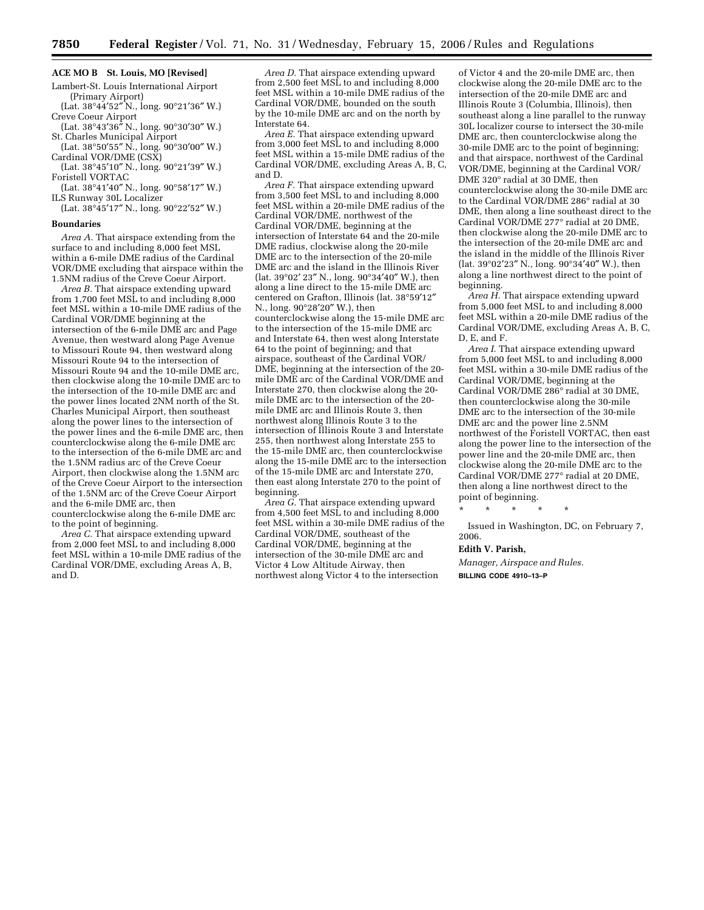**ACE MO B St. Louis, MO [Revised]**

Lambert-St. Louis International Airport (Primary Airport)

(Lat. 38°44′52″ N., long. 90°21′36″ W.)

Creve Coeur Airport

(Lat. 38°43′36″ N., long. 90°30′30″ W.)

St. Charles Municipal Airport

(Lat. 38°50′55″ N., long. 90°30′00″ W.)

Cardinal VOR/DME (CSX)

(Lat. 38°45′10″ N., long. 90°21′39″ W.)

Foristell VORTAC

(Lat. 38°41′40″ N., long. 90°58′17″ W.)

ILS Runway 30L Localizer

(Lat. 38°45′17″ N., long. 90°22′52″ W.)

**Boundaries**

*Area A.* That airspace extending from the surface to and including 8,000 feet MSL within a 6-mile DME radius of the Cardinal VOR/DME excluding that airspace within the 1.5NM radius of the Creve Coeur Airport.

*Area B.* That airspace extending upward from 1,700 feet MSL to and including 8,000 feet MSL within a 10-mile DME radius of the Cardinal VOR/DME beginning at the intersection of the 6-mile DME arc and Page Avenue, then westward along Page Avenue to Missouri Route 94, then westward along Missouri Route 94 to the intersection of Missouri Route 94 and the 10-mile DME arc, then clockwise along the 10-mile DME arc to the intersection of the 10-mile DME arc and the power lines located 2NM north of the St. Charles Municipal Airport, then southeast along the power lines to the intersection of the power lines and the 6-mile DME arc, then counterclockwise along the 6-mile DME arc to the intersection of the 6-mile DME arc and the 1.5NM radius arc of the Creve Coeur Airport, then clockwise along the 1.5NM arc of the Creve Coeur Airport to the intersection of the 1.5NM arc of the Creve Coeur Airport and the 6-mile DME arc, then counterclockwise along the 6-mile DME arc to the point of beginning.

*Area C.* That airspace extending upward from 2,000 feet MSL to and including 8,000 feet MSL within a 10-mile DME radius of the Cardinal VOR/DME, excluding Areas A, B, and D.

*Area D.* That airspace extending upward from 2,500 feet MSL to and including 8,000 feet MSL within a 10-mile DME radius of the Cardinal VOR/DME, bounded on the south by the 10-mile DME arc and on the north by Interstate 64.

*Area E.* That airspace extending upward from 3,000 feet MSL to and including 8,000 feet MSL within a 15-mile DME radius of the Cardinal VOR/DME, excluding Areas A, B, C, and D.

*Area F.* That airspace extending upward from 3,500 feet MSL to and including 8,000 feet MSL within a 20-mile DME radius of the Cardinal VOR/DME, northwest of the Cardinal VOR/DME, beginning at the intersection of Interstate 64 and the 20-mile DME radius, clockwise along the 20-mile DME arc to the intersection of the 20-mile DME arc and the island in the Illinois River (lat. 39°02′ 23″ N., long. 90°34′40″ W.), then along a line direct to the 15-mile DME arc centered on Grafton, Illinois (lat. 38°59′12″ N., long. 90°28′20″ W.), then counterclockwise along the 15-mile DME arc to the intersection of the 15-mile DME arc and Interstate 64, then west along Interstate 64 to the point of beginning; and that airspace, southeast of the Cardinal VOR/DME, beginning at the intersection of the 20-mile DME arc of the Cardinal VOR/DME and Interstate 270, then clockwise along the 20-mile DME arc to the intersection of the 20-mile DME arc and Illinois Route 3, then northwest along Illinois Route 3 to the intersection of Illinois Route 3 and Interstate 255, then northwest along Interstate 255 to the 15-mile DME arc, then counterclockwise along the 15-mile DME arc to the intersection of the 15-mile DME arc and Interstate 270, then east along Interstate 270 to the point of beginning.

*Area G.* That airspace extending upward from 4,500 feet MSL to and including 8,000 feet MSL within a 30-mile DME radius of the Cardinal VOR/DME, southeast of the Cardinal VOR/DME, beginning at the intersection of the 30-mile DME arc and Victor 4 Low Altitude Airway, then northwest along Victor 4 to the intersection of Victor 4 and the 20-mile DME arc, then clockwise along the 20-mile DME arc to the intersection of the 20-mile DME arc and Illinois Route 3 (Columbia, Illinois), then southeast along a line parallel to the runway 30L localizer course to intersect the 30-mile DME arc, then counterclockwise along the 30-mile DME arc to the point of beginning; and that airspace, northwest of the Cardinal VOR/DME, beginning at the Cardinal VOR/DME 320° radial at 30 DME, then counterclockwise along the 30-mile DME arc to the Cardinal VOR/DME 286° radial at 30 DME, then along a line southeast direct to the Cardinal VOR/DME 277° radial at 20 DME, then clockwise along the 20-mile DME arc to the intersection of the 20-mile DME arc and the island in the middle of the Illinois River (lat. 39°02′23″ N., long. 90°34′40″ W.), then along a line northwest direct to the point of beginning.

*Area H.* That airspace extending upward from 5,000 feet MSL to and including 8,000 feet MSL within a 20-mile DME radius of the Cardinal VOR/DME, excluding Areas A, B, C, D, E, and F.

*Area I.* That airspace extending upward from 5,000 feet MSL to and including 8,000 feet MSL within a 30-mile DME radius of the Cardinal VOR/DME, beginning at the Cardinal VOR/DME 286° radial at 30 DME, then counterclockwise along the 30-mile DME arc to the intersection of the 30-mile DME arc and the power line 2.5NM northwest of the Foristell VORTAC, then east along the power line to the intersection of the power line and the 20-mile DME arc, then clockwise along the 20-mile DME arc to the Cardinal VOR/DME 277° radial at 20 DME, then along a line northwest direct to the point of beginning.

\* \* \* \* \*

Issued in Washington, DC, on February 7, 2006.

**Edith V. Parish,**

*Manager, Airspace and Rules.*

BILLING CODE 4910–13–P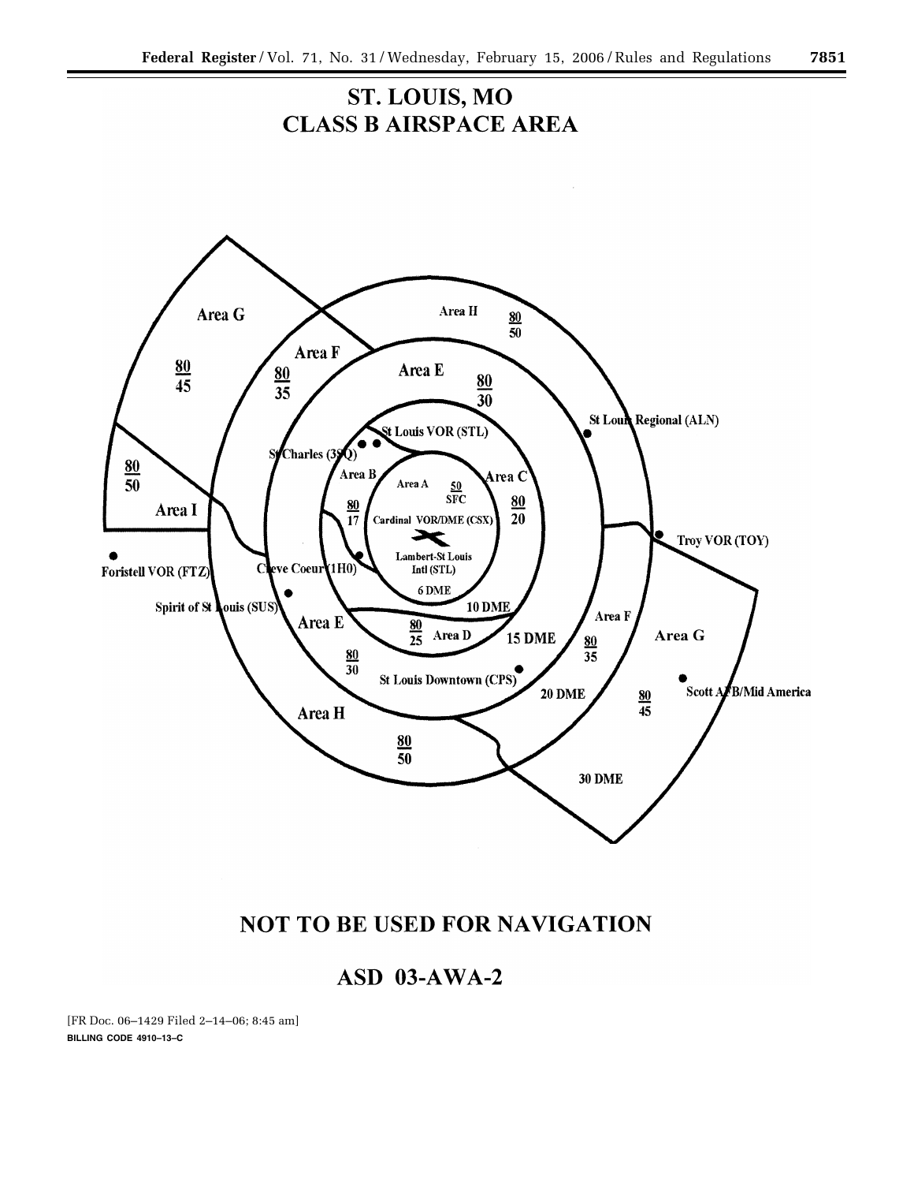# ST. LOUIS, MO
# CLASS B AIRSPACE AREA

Area G
80
45

80
50
Area I

Area F
80
35

Area E
80
30

Area H
80
50

St Louis VOR (STL)
St Charles (3SQ)
Area B
80
17
Area A
50
SFC
Area C
80
20
Cardinal VOR/DME (CSX)
Lambert-St Louis Intl (STL)
6 DME
10 DME
Area D
80
25
15 DME
St Louis Regional (ALN)
Troy VOR (TOY)
Foristell VOR (FTZ)
Creve Coeur (1H0)
Spirit of St Louis (SUS)
Area E
80
30
St Louis Downtown (CPS)
20 DME
Area F
80
35
Area G
80
45
Scott AFB/Mid America
Area H
80
50
30 DME

## NOT TO BE USED FOR NAVIGATION

## ASD 03-AWA-2

[FR Doc. 06–1429 Filed 2–14–06; 8:45 am]

**BILLING CODE 4910–13–C**